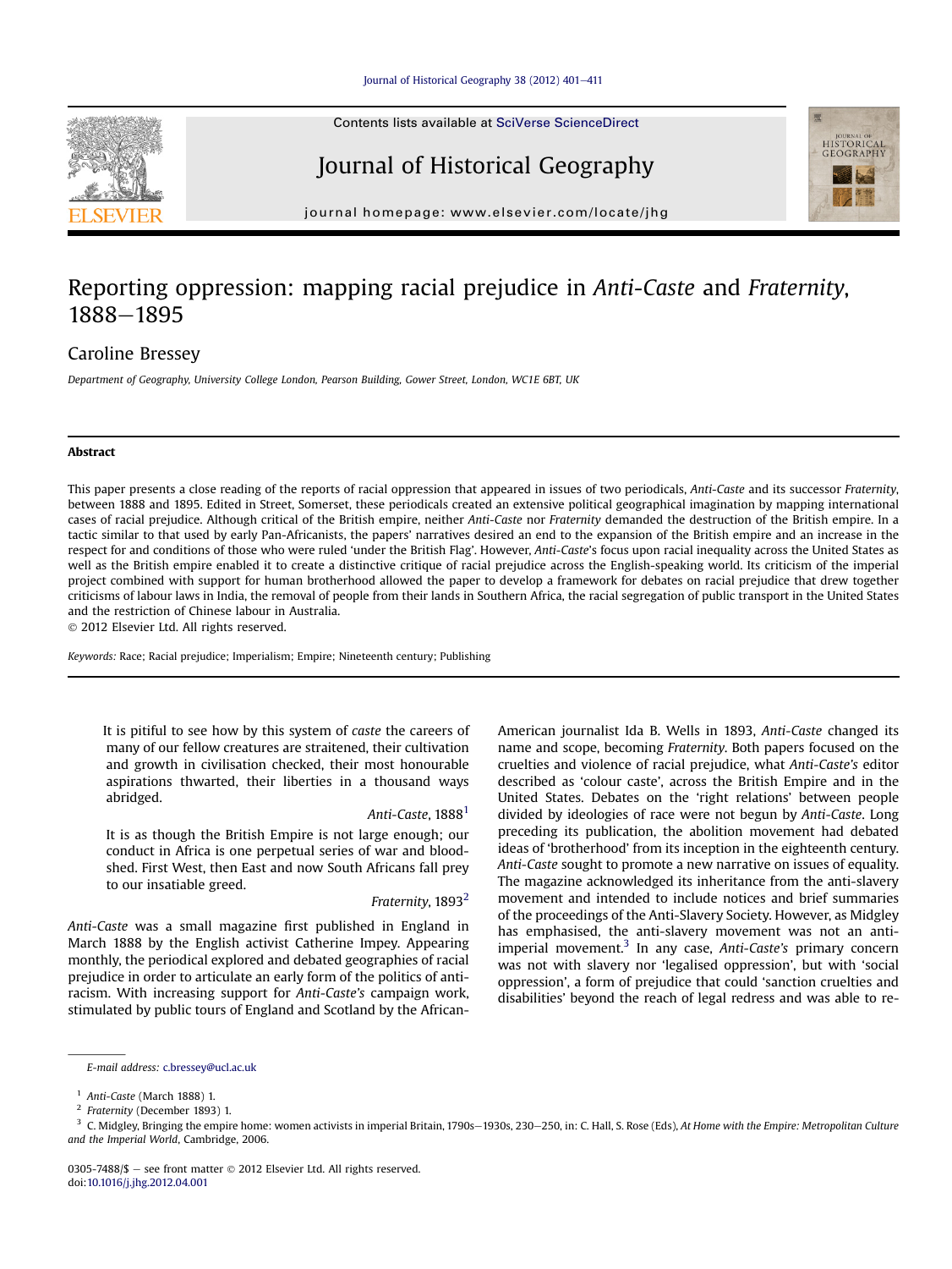# Reporting oppression: mapping racial prejudice in *Anti-Caste* and *Fraternity*, 1888–1895

Caroline Bressey

*Department of Geography, University College London, Pearson Building, Gower Street, London, WC1E 6BT, UK*

## Abstract

This paper presents a close reading of the reports of racial oppression that appeared in issues of two periodicals, *Anti-Caste* and its successor *Fraternity*, between 1888 and 1895. Edited in Street, Somerset, these periodicals created an extensive political geographical imagination by mapping international cases of racial prejudice. Although critical of the British empire, neither *Anti-Caste* nor *Fraternity* demanded the destruction of the British empire. In a tactic similar to that used by early Pan-Africanists, the papers' narratives desired an end to the expansion of the British empire and an increase in the respect for and conditions of those who were ruled 'under the British Flag'. However, *Anti-Caste*'s focus upon racial inequality across the United States as well as the British empire enabled it to create a distinctive critique of racial prejudice across the English-speaking world. Its criticism of the imperial project combined with support for human brotherhood allowed the paper to develop a framework for debates on racial prejudice that drew together criticisms of labour laws in India, the removal of people from their lands in Southern Africa, the racial segregation of public transport in the United States and the restriction of Chinese labour in Australia.

© 2012 Elsevier Ltd. All rights reserved.

*Keywords:* Race; Racial prejudice; Imperialism; Empire; Nineteenth century; Publishing

> It is pitiful to see how by this system of *caste* the careers of many of our fellow creatures are straitened, their cultivation and growth in civilisation checked, their most honourable aspirations thwarted, their liberties in a thousand ways abridged.
>
> *Anti-Caste*, 1888[1]

> It is as though the British Empire is not large enough; our conduct in Africa is one perpetual series of war and bloodshed. First West, then East and now South Africans fall prey to our insatiable greed.
>
> *Fraternity*, 1893[2]

*Anti-Caste* was a small magazine first published in England in March 1888 by the English activist Catherine Impey. Appearing monthly, the periodical explored and debated geographies of racial prejudice in order to articulate an early form of the politics of anti-racism. With increasing support for *Anti-Caste's* campaign work, stimulated by public tours of England and Scotland by the African-American journalist Ida B. Wells in 1893, *Anti-Caste* changed its name and scope, becoming *Fraternity*. Both papers focused on the cruelties and violence of racial prejudice, what *Anti-Caste's* editor described as 'colour caste', across the British Empire and in the United States. Debates on the 'right relations' between people divided by ideologies of race were not begun by *Anti-Caste*. Long preceding its publication, the abolition movement had debated ideas of 'brotherhood' from its inception in the eighteenth century. *Anti-Caste* sought to promote a new narrative on issues of equality. The magazine acknowledged its inheritance from the anti-slavery movement and intended to include notices and brief summaries of the proceedings of the Anti-Slavery Society. However, as Midgley has emphasised, the anti-slavery movement was not an anti-imperial movement.[3] In any case, *Anti-Caste's* primary concern was not with slavery nor 'legalised oppression', but with 'social oppression', a form of prejudice that could 'sanction cruelties and disabilities' beyond the reach of legal redress and was able to re-

E-mail address: c.bressey@ucl.ac.uk

[1] *Anti-Caste* (March 1888) 1.

[2] *Fraternity* (December 1893) 1.

[3] C. Midgley, Bringing the empire home: women activists in imperial Britain, 1790s–1930s, 230–250, in: C. Hall, S. Rose (Eds), *At Home with the Empire: Metropolitan Culture and the Imperial World*, Cambridge, 2006.

0305-7488/$ – see front matter © 2012 Elsevier Ltd. All rights reserved.
doi:10.1016/j.jhg.2012.04.001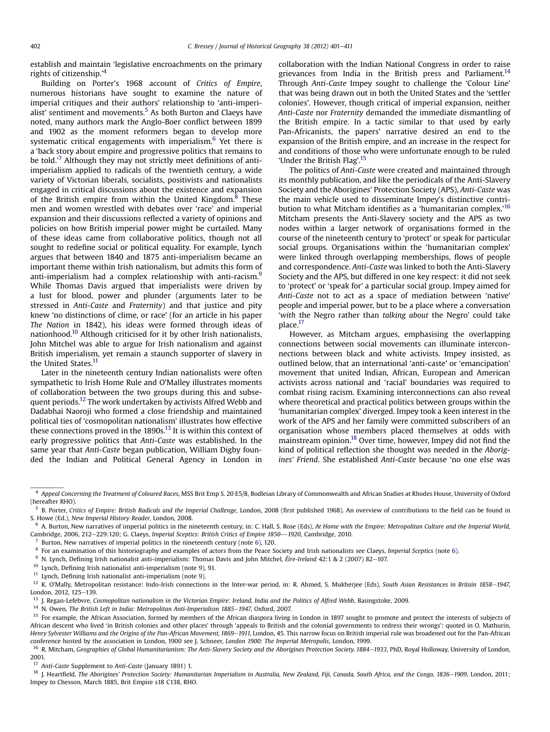establish and maintain 'legislative encroachments on the primary rights of citizenship.'[4]

Building on Porter's 1968 account of *Critics of Empire*, numerous historians have sought to examine the nature of imperial critiques and their authors' relationship to 'anti-imperialist' sentiment and movements.[5] As both Burton and Claeys have noted, many authors mark the Anglo-Boer conflict between 1899 and 1902 as the moment reformers began to develop more systematic critical engagements with imperialism.[6] Yet there is a 'back story about empire and progressive politics that remains to be told.'[7] Although they may not strictly meet definitions of anti-imperialism applied to radicals of the twentieth century, a wide variety of Victorian liberals, socialists, positivists and nationalists engaged in critical discussions about the existence and expansion of the British empire from within the United Kingdom.[8] These men and women wrestled with debates over 'race' and imperial expansion and their discussions reflected a variety of opinions and policies on how British imperial power might be curtailed. Many of these ideas came from collaborative politics, though not all sought to redefine social or political equality. For example, Lynch argues that between 1840 and 1875 anti-imperialism became an important theme within Irish nationalism, but admits this form of anti-imperialism had a complex relationship with anti-racism.[9] While Thomas Davis argued that imperialists were driven by a lust for blood, power and plunder (arguments later to be stressed in *Anti-Caste* and *Fraternity*) and that justice and pity knew 'no distinctions of clime, or race' (for an article in his paper *The Nation* in 1842), his ideas were formed through ideas of nationhood.[10] Although criticised for it by other Irish nationalists, John Mitchel was able to argue for Irish nationalism and against British imperialism, yet remain a staunch supporter of slavery in the United States.[11]

Later in the nineteenth century Indian nationalists were often sympathetic to Irish Home Rule and O'Malley illustrates moments of collaboration between the two groups during this and subsequent periods.[12] The work undertaken by activists Alfred Webb and Dadabhai Naoroji who formed a close friendship and maintained political ties of 'cosmopolitan nationalism' illustrates how effective these connections proved in the 1890s.[13] It is within this context of early progressive politics that *Anti-Caste* was established. In the same year that *Anti-Caste* began publication, William Digby founded the Indian and Political General Agency in London in collaboration with the Indian National Congress in order to raise grievances from India in the British press and Parliament.[14] Through *Anti-Caste* Impey sought to challenge the 'Colour Line' that was being drawn out in both the United States and the 'settler colonies'. However, though critical of imperial expansion, neither *Anti-Caste* nor *Fraternity* demanded the immediate dismantling of the British empire. In a tactic similar to that used by early Pan-Africanists, the papers' narrative desired an end to the expansion of the British empire, and an increase in the respect for and conditions of those who were unfortunate enough to be ruled 'Under the British Flag'.[15]

The politics of *Anti-Caste* were created and maintained through its monthly publication, and like the periodicals of the Anti-Slavery Society and the Aborigines' Protection Society (APS), *Anti-Caste* was the main vehicle used to disseminate Impey's distinctive contribution to what Mitcham identifies as a 'humanitarian complex.'[16] Mitcham presents the Anti-Slavery society and the APS as two nodes within a larger network of organisations formed in the course of the nineteenth century to 'protect' or speak for particular social groups. Organisations within the 'humanitarian complex' were linked through overlapping memberships, flows of people and correspondence. *Anti-Caste* was linked to both the Anti-Slavery Society and the APS, but differed in one key respect: it did not seek to 'protect' or 'speak for' a particular social group. Impey aimed for *Anti-Caste* not to act as a space of mediation between 'native' people and imperial power, but to be a place where a conversation '*with* the Negro rather than *talking about* the Negro' could take place.[17]

However, as Mitcham argues, emphasising the overlapping connections between social movements can illuminate interconnections between black and white activists. Impey insisted, as outlined below, that an international 'anti-caste' or 'emancipation' movement that united Indian, African, European and American activists across national and 'racial' boundaries was required to combat rising racism. Examining interconnections can also reveal where theoretical and practical politics between groups within the 'humanitarian complex' diverged. Impey took a keen interest in the work of the APS and her family were committed subscribers of an organisation whose members placed themselves at odds with mainstream opinion.[18] Over time, however, Impey did not find the kind of political reflection she thought was needed in the *Aborigines' Friend*. She established *Anti-Caste* because 'no one else was

---

[4] *Appeal Concerning the Treatment of Coloured Races*, MSS Brit Emp S. 20 E5/8, Bodleian Library of Commonwealth and African Studies at Rhodes House, University of Oxford (hereafter RHO).

[5] B. Porter, *Critics of Empire: British Radicals and the Imperial Challenge*, London, 2008 (first published 1968). An overview of contributions to the field can be found in S. Howe (Ed.), *New Imperial History Reader*, London, 2008.

[6] A. Burton, New narratives of imperial politics in the nineteenth century, in: C. Hall, S. Rose (Eds), *At Home with the Empire: Metropolitan Culture and the Imperial World*, Cambridge, 2006, 212–229:120; G. Claeys, *Imperial Sceptics: British Critics of Empire 1850-–1920*, Cambridge, 2010.

[7] Burton, New narratives of imperial politics in the nineteenth century (note 6), 120.

[8] For an examination of this historiography and examples of actors from the Peace Society and Irish nationalists see Claeys, *Imperial Sceptics* (note 6).

[9] N. Lynch, Defining Irish nationalist anti-imperialism: Thomas Davis and John Mitchel, *Éire-Ireland* 42:1 & 2 (2007) 82–107.

[10] Lynch, Defining Irish nationalist anti-imperialism (note 9), 91.

[11] Lynch, Defining Irish nationalist anti-imperialism (note 9).

[12] K. O'Mally, Metropolitan resistance: Indo-Irish connections in the Inter-war period, in: R. Ahmed, S. Mukherjee (Eds), *South Asian Resistances in Britain 1858–1947*, London, 2012, 125–139.

[13] J. Regan-Lefebvre, *Cosmopolitan nationalism in the Victorian Empire: Ireland, India and the Politics of Alfred Webb*, Basingstoke, 2009.

[14] N. Owen, *The British Left in India: Metropolitan Anti-Imperialism 1885–1947*, Oxford, 2007.

[15] For example, the African Association, formed by members of the African diaspora living in London in 1897 sought to promote and protect the interests of subjects of African descent who lived 'in British colonies and other places' through 'appeals to British and the colonial governments to redress their wrongs': quoted in O. Mathurin, *Henry Sylvester Williams and the Origins of the Pan-African Movement, 1869–1911*, London, 45. This narrow focus on British imperial rule was broadened out for the Pan-African conference hosted by the association in London, 1900 see J. Schneer, *London 1900: The Imperial Metropolis*, London, 1999.

[16] R. Mitcham, *Geographies of Global Humanitarianism: The Anti-Slavery Society and the Aborigines Protection Society, 1884–1933*, PhD, Royal Holloway, University of London, 2001.

[17] *Anti-Caste* Supplement to *Anti-Caste* (January 1891) 1.

[18] J. Heartfield, *The Aborigines' Protection Society: Humanitarian Imperialism in Australia, New Zealand, Fiji, Canada, South Africa, and the Congo, 1836–1909*, London, 2011; Impey to Chesson, March 1885, Brit Empire s18 C138, RHO.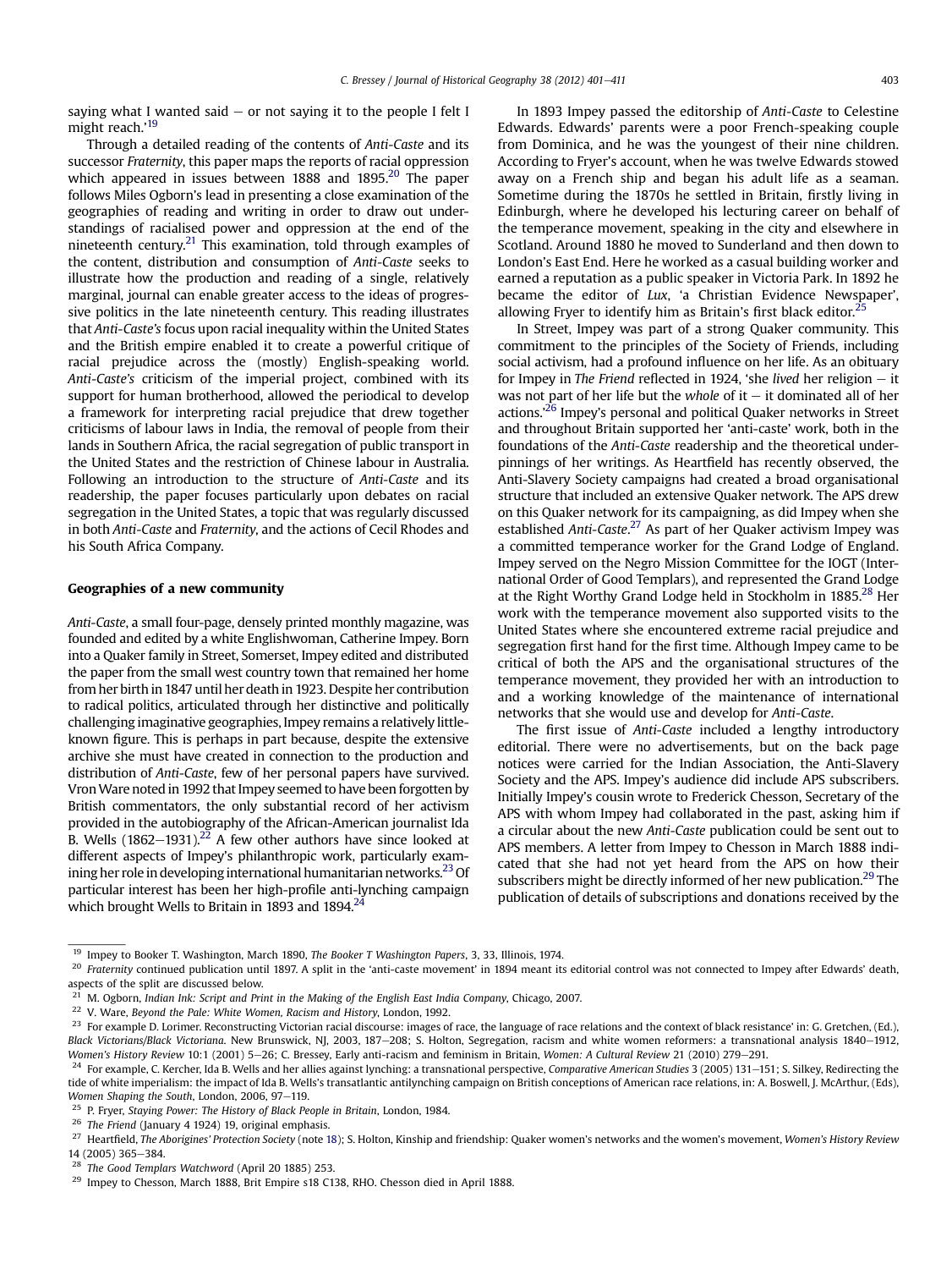saying what I wanted said – or not saying it to the people I felt I might reach.'[19]

Through a detailed reading of the contents of *Anti-Caste* and its successor *Fraternity*, this paper maps the reports of racial oppression which appeared in issues between 1888 and 1895.[20] The paper follows Miles Ogborn's lead in presenting a close examination of the geographies of reading and writing in order to draw out understandings of racialised power and oppression at the end of the nineteenth century.[21] This examination, told through examples of the content, distribution and consumption of *Anti-Caste* seeks to illustrate how the production and reading of a single, relatively marginal, journal can enable greater access to the ideas of progressive politics in the late nineteenth century. This reading illustrates that *Anti-Caste's* focus upon racial inequality within the United States and the British empire enabled it to create a powerful critique of racial prejudice across the (mostly) English-speaking world. *Anti-Caste's* criticism of the imperial project, combined with its support for human brotherhood, allowed the periodical to develop a framework for interpreting racial prejudice that drew together criticisms of labour laws in India, the removal of people from their lands in Southern Africa, the racial segregation of public transport in the United States and the restriction of Chinese labour in Australia. Following an introduction to the structure of *Anti-Caste* and its readership, the paper focuses particularly upon debates on racial segregation in the United States, a topic that was regularly discussed in both *Anti-Caste* and *Fraternity*, and the actions of Cecil Rhodes and his South Africa Company.

## Geographies of a new community

*Anti-Caste*, a small four-page, densely printed monthly magazine, was founded and edited by a white Englishwoman, Catherine Impey. Born into a Quaker family in Street, Somerset, Impey edited and distributed the paper from the small west country town that remained her home from her birth in 1847 until her death in 1923. Despite her contribution to radical politics, articulated through her distinctive and politically challenging imaginative geographies, Impey remains a relatively little-known figure. This is perhaps in part because, despite the extensive archive she must have created in connection to the production and distribution of *Anti-Caste*, few of her personal papers have survived. Vron Ware noted in 1992 that Impey seemed to have been forgotten by British commentators, the only substantial record of her activism provided in the autobiography of the African-American journalist Ida B. Wells (1862–1931).[22] A few other authors have since looked at different aspects of Impey's philanthropic work, particularly examining her role in developing international humanitarian networks.[23] Of particular interest has been her high-profile anti-lynching campaign which brought Wells to Britain in 1893 and 1894.[24]

In 1893 Impey passed the editorship of *Anti-Caste* to Celestine Edwards. Edwards' parents were a poor French-speaking couple from Dominica, and he was the youngest of their nine children. According to Fryer's account, when he was twelve Edwards stowed away on a French ship and began his adult life as a seaman. Sometime during the 1870s he settled in Britain, firstly living in Edinburgh, where he developed his lecturing career on behalf of the temperance movement, speaking in the city and elsewhere in Scotland. Around 1880 he moved to Sunderland and then down to London's East End. Here he worked as a casual building worker and earned a reputation as a public speaker in Victoria Park. In 1892 he became the editor of *Lux*, 'a Christian Evidence Newspaper', allowing Fryer to identify him as Britain's first black editor.[25]

In Street, Impey was part of a strong Quaker community. This commitment to the principles of the Society of Friends, including social activism, had a profound influence on her life. As an obituary for Impey in *The Friend* reflected in 1924, 'she *lived* her religion – it was not part of her life but the *whole* of it – it dominated all of her actions.'[26] Impey's personal and political Quaker networks in Street and throughout Britain supported her 'anti-caste' work, both in the foundations of the *Anti-Caste* readership and the theoretical underpinnings of her writings. As Heartfield has recently observed, the Anti-Slavery Society campaigns had created a broad organisational structure that included an extensive Quaker network. The APS drew on this Quaker network for its campaigning, as did Impey when she established *Anti-Caste*.[27] As part of her Quaker activism Impey was a committed temperance worker for the Grand Lodge of England. Impey served on the Negro Mission Committee for the IOGT (International Order of Good Templars), and represented the Grand Lodge at the Right Worthy Grand Lodge held in Stockholm in 1885.[28] Her work with the temperance movement also supported visits to the United States where she encountered extreme racial prejudice and segregation first hand for the first time. Although Impey came to be critical of both the APS and the organisational structures of the temperance movement, they provided her with an introduction to and a working knowledge of the maintenance of international networks that she would use and develop for *Anti-Caste*.

The first issue of *Anti-Caste* included a lengthy introductory editorial. There were no advertisements, but on the back page notices were carried for the Indian Association, the Anti-Slavery Society and the APS. Impey's audience did include APS subscribers. Initially Impey's cousin wrote to Frederick Chesson, Secretary of the APS with whom Impey had collaborated in the past, asking him if a circular about the new *Anti-Caste* publication could be sent out to APS members. A letter from Impey to Chesson in March 1888 indicated that she had not yet heard from the APS on how their subscribers might be directly informed of her new publication.[29] The publication of details of subscriptions and donations received by the

---

[19] Impey to Booker T. Washington, March 1890, *The Booker T Washington Papers*, 3, 33, Illinois, 1974.

[20] *Fraternity* continued publication until 1897. A split in the 'anti-caste movement' in 1894 meant its editorial control was not connected to Impey after Edwards' death, aspects of the split are discussed below.

[21] M. Ogborn, *Indian Ink: Script and Print in the Making of the English East India Company*, Chicago, 2007.

[22] V. Ware, *Beyond the Pale: White Women, Racism and History*, London, 1992.

[23] For example D. Lorimer. Reconstructing Victorian racial discourse: images of race, the language of race relations and the context of black resistance' in: G. Gretchen, (Ed.), *Black Victorians/Black Victoriana*. New Brunswick, NJ, 2003, 187–208; S. Holton, Segregation, racism and white women reformers: a transnational analysis 1840–1912, *Women's History Review* 10:1 (2001) 5–26; C. Bressey, Early anti-racism and feminism in Britain, *Women: A Cultural Review* 21 (2010) 279–291.

[24] For example, C. Kercher, Ida B. Wells and her allies against lynching: a transnational perspective, *Comparative American Studies* 3 (2005) 131–151; S. Silkey, Redirecting the tide of white imperialism: the impact of Ida B. Wells's transatlantic antilynching campaign on British conceptions of American race relations, in: A. Boswell, J. McArthur, (Eds), *Women Shaping the South*, London, 2006, 97–119.

[25] P. Fryer, *Staying Power: The History of Black People in Britain*, London, 1984.

[26] *The Friend* (January 4 1924) 19, original emphasis.

[27] Heartfield, *The Aborigines' Protection Society* (note 18); S. Holton, Kinship and friendship: Quaker women's networks and the women's movement, *Women's History Review* 14 (2005) 365–384.

[28] *The Good Templars Watchword* (April 20 1885) 253.

[29] Impey to Chesson, March 1888, Brit Empire s18 C138, RHO. Chesson died in April 1888.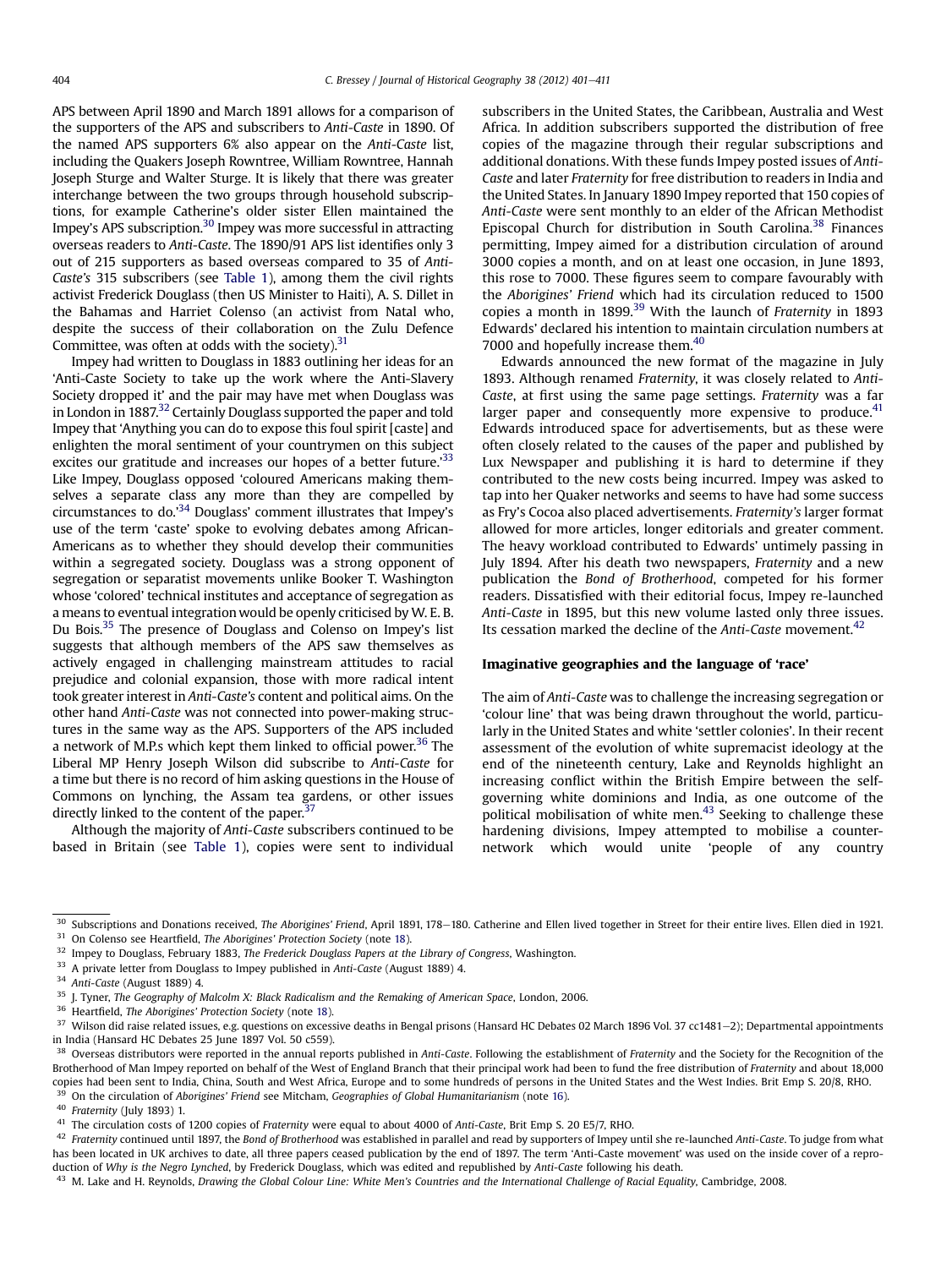APS between April 1890 and March 1891 allows for a comparison of the supporters of the APS and subscribers to *Anti-Caste* in 1890. Of the named APS supporters 6% also appear on the *Anti-Caste* list, including the Quakers Joseph Rowntree, William Rowntree, Hannah Joseph Sturge and Walter Sturge. It is likely that there was greater interchange between the two groups through household subscriptions, for example Catherine's older sister Ellen maintained the Impey's APS subscription.[30] Impey was more successful in attracting overseas readers to *Anti-Caste*. The 1890/91 APS list identifies only 3 out of 215 supporters as based overseas compared to 35 of *Anti-Caste's* 315 subscribers (see Table 1), among them the civil rights activist Frederick Douglass (then US Minister to Haiti), A. S. Dillet in the Bahamas and Harriet Colenso (an activist from Natal who, despite the success of their collaboration on the Zulu Defence Committee, was often at odds with the society).[31]

Impey had written to Douglass in 1883 outlining her ideas for an 'Anti-Caste Society to take up the work where the Anti-Slavery Society dropped it' and the pair may have met when Douglass was in London in 1887.[32] Certainly Douglass supported the paper and told Impey that 'Anything you can do to expose this foul spirit [caste] and enlighten the moral sentiment of your countrymen on this subject excites our gratitude and increases our hopes of a better future.'[33] Like Impey, Douglass opposed 'coloured Americans making themselves a separate class any more than they are compelled by circumstances to do.'[34] Douglass' comment illustrates that Impey's use of the term 'caste' spoke to evolving debates among African-Americans as to whether they should develop their communities within a segregated society. Douglass was a strong opponent of segregation or separatist movements unlike Booker T. Washington whose 'colored' technical institutes and acceptance of segregation as a means to eventual integration would be openly criticised by W. E. B. Du Bois.[35] The presence of Douglass and Colenso on Impey's list suggests that although members of the APS saw themselves as actively engaged in challenging mainstream attitudes to racial prejudice and colonial expansion, those with more radical intent took greater interest in *Anti-Caste's* content and political aims. On the other hand *Anti-Caste* was not connected into power-making structures in the same way as the APS. Supporters of the APS included a network of M.P.s which kept them linked to official power.[36] The Liberal MP Henry Joseph Wilson did subscribe to *Anti-Caste* for a time but there is no record of him asking questions in the House of Commons on lynching, the Assam tea gardens, or other issues directly linked to the content of the paper.[37]

Although the majority of *Anti-Caste* subscribers continued to be based in Britain (see Table 1), copies were sent to individual subscribers in the United States, the Caribbean, Australia and West Africa. In addition subscribers supported the distribution of free copies of the magazine through their regular subscriptions and additional donations. With these funds Impey posted issues of *Anti-Caste* and later *Fraternity* for free distribution to readers in India and the United States. In January 1890 Impey reported that 150 copies of *Anti-Caste* were sent monthly to an elder of the African Methodist Episcopal Church for distribution in South Carolina.[38] Finances permitting, Impey aimed for a distribution circulation of around 3000 copies a month, and on at least one occasion, in June 1893, this rose to 7000. These figures seem to compare favourably with the *Aborigines' Friend* which had its circulation reduced to 1500 copies a month in 1899.[39] With the launch of *Fraternity* in 1893 Edwards' declared his intention to maintain circulation numbers at 7000 and hopefully increase them.[40]

Edwards announced the new format of the magazine in July 1893. Although renamed *Fraternity*, it was closely related to *Anti-Caste*, at first using the same page settings. *Fraternity* was a far larger paper and consequently more expensive to produce.[41] Edwards introduced space for advertisements, but as these were often closely related to the causes of the paper and published by Lux Newspaper and publishing it is hard to determine if they contributed to the new costs being incurred. Impey was asked to tap into her Quaker networks and seems to have had some success as Fry's Cocoa also placed advertisements. *Fraternity's* larger format allowed for more articles, longer editorials and greater comment. The heavy workload contributed to Edwards' untimely passing in July 1894. After his death two newspapers, *Fraternity* and a new publication the *Bond of Brotherhood*, competed for his former readers. Dissatisfied with their editorial focus, Impey re-launched *Anti-Caste* in 1895, but this new volume lasted only three issues. Its cessation marked the decline of the *Anti-Caste* movement.[42]

## Imaginative geographies and the language of 'race'

The aim of *Anti-Caste* was to challenge the increasing segregation or 'colour line' that was being drawn throughout the world, particularly in the United States and white 'settler colonies'. In their recent assessment of the evolution of white supremacist ideology at the end of the nineteenth century, Lake and Reynolds highlight an increasing conflict within the British Empire between the self-governing white dominions and India, as one outcome of the political mobilisation of white men.[43] Seeking to challenge these hardening divisions, Impey attempted to mobilise a counter-network which would unite 'people of any country

---

[30] Subscriptions and Donations received, *The Aborigines' Friend*, April 1891, 178–180. Catherine and Ellen lived together in Street for their entire lives. Ellen died in 1921.

[31] On Colenso see Heartfield, *The Aborigines' Protection Society* (note 18).

[32] Impey to Douglass, February 1883, *The Frederick Douglass Papers at the Library of Congress*, Washington.

[33] A private letter from Douglass to Impey published in *Anti-Caste* (August 1889) 4.

[34] *Anti-Caste* (August 1889) 4.

[35] J. Tyner, *The Geography of Malcolm X: Black Radicalism and the Remaking of American Space*, London, 2006.

[36] Heartfield, *The Aborigines' Protection Society* (note 18).

[37] Wilson did raise related issues, e.g. questions on excessive deaths in Bengal prisons (Hansard HC Debates 02 March 1896 Vol. 37 cc1481–2); Departmental appointments in India (Hansard HC Debates 25 June 1897 Vol. 50 c559).

[38] Overseas distributors were reported in the annual reports published in *Anti-Caste*. Following the establishment of *Fraternity* and the Society for the Recognition of the Brotherhood of Man Impey reported on behalf of the West of England Branch that their principal work had been to fund the free distribution of *Fraternity* and about 18,000 copies had been sent to India, China, South and West Africa, Europe and to some hundreds of persons in the United States and the West Indies. Brit Emp S. 20/8, RHO.

[39] On the circulation of *Aborigines' Friend* see Mitcham, *Geographies of Global Humanitarianism* (note 16).

[40] *Fraternity* (July 1893) 1.

[41] The circulation costs of 1200 copies of *Fraternity* were equal to about 4000 of *Anti-Caste*, Brit Emp S. 20 E5/7, RHO.

[42] *Fraternity* continued until 1897, the *Bond of Brotherhood* was established in parallel and read by supporters of Impey until she re-launched *Anti-Caste*. To judge from what has been located in UK archives to date, all three papers ceased publication by the end of 1897. The term 'Anti-Caste movement' was used on the inside cover of a reproduction of *Why is the Negro Lynched*, by Frederick Douglass, which was edited and republished by *Anti-Caste* following his death.

[43] M. Lake and H. Reynolds, *Drawing the Global Colour Line: White Men's Countries and the International Challenge of Racial Equality*, Cambridge, 2008.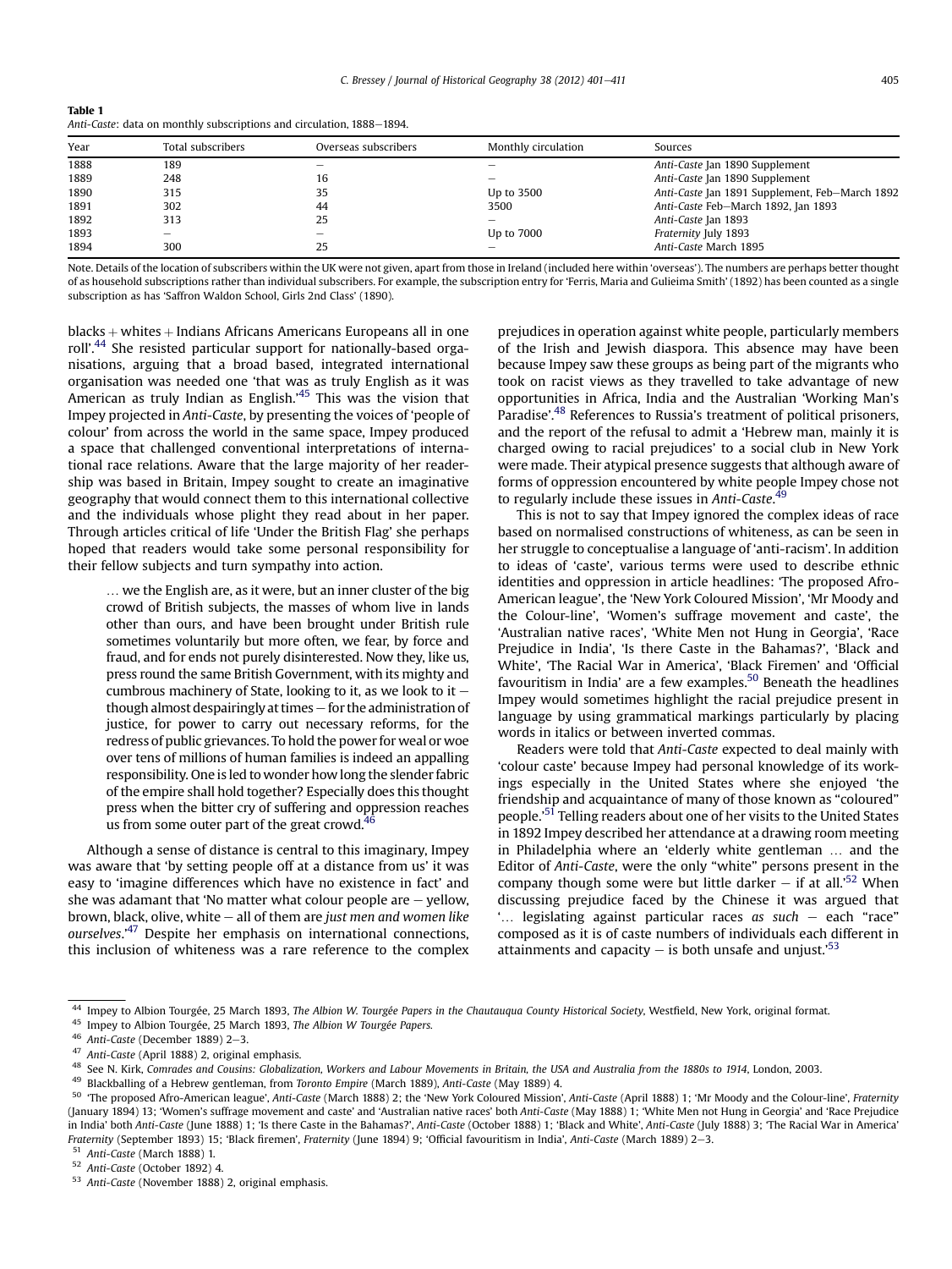**Table 1**
*Anti-Caste*: data on monthly subscriptions and circulation, 1888–1894.

| Year | Total subscribers | Overseas subscribers | Monthly circulation | Sources |
|---|---|---|---|---|
| 1888 | 189 | – | – | *Anti-Caste* Jan 1890 Supplement |
| 1889 | 248 | 16 | – | *Anti-Caste* Jan 1890 Supplement |
| 1890 | 315 | 35 | Up to 3500 | *Anti-Caste* Jan 1891 Supplement, Feb–March 1892 |
| 1891 | 302 | 44 | 3500 | *Anti-Caste* Feb–March 1892, Jan 1893 |
| 1892 | 313 | 25 | – | *Anti-Caste* Jan 1893 |
| 1893 | – | – | Up to 7000 | *Fraternity* July 1893 |
| 1894 | 300 | 25 | – | *Anti-Caste* March 1895 |

Note. Details of the location of subscribers within the UK were not given, apart from those in Ireland (included here within 'overseas'). The numbers are perhaps better thought of as household subscriptions rather than individual subscribers. For example, the subscription entry for 'Ferris, Maria and Gulieima Smith' (1892) has been counted as a single subscription as has 'Saffron Waldon School, Girls 2nd Class' (1890).

blacks + whites + Indians Africans Americans Europeans all in one roll'.[44] She resisted particular support for nationally-based organisations, arguing that a broad based, integrated international organisation was needed one 'that was as truly English as it was American as truly Indian as English.'[45] This was the vision that Impey projected in *Anti-Caste*, by presenting the voices of 'people of colour' from across the world in the same space, Impey produced a space that challenged conventional interpretations of international race relations. Aware that the large majority of her readership was based in Britain, Impey sought to create an imaginative geography that would connect them to this international collective and the individuals whose plight they read about in her paper. Through articles critical of life 'Under the British Flag' she perhaps hoped that readers would take some personal responsibility for their fellow subjects and turn sympathy into action.

> … we the English are, as it were, but an inner cluster of the big crowd of British subjects, the masses of whom live in lands other than ours, and have been brought under British rule sometimes voluntarily but more often, we fear, by force and fraud, and for ends not purely disinterested. Now they, like us, press round the same British Government, with its mighty and cumbrous machinery of State, looking to it, as we look to it – though almost despairingly at times – for the administration of justice, for power to carry out necessary reforms, for the redress of public grievances. To hold the power for weal or woe over tens of millions of human families is indeed an appalling responsibility. One is led to wonder how long the slender fabric of the empire shall hold together? Especially does this thought press when the bitter cry of suffering and oppression reaches us from some outer part of the great crowd.[46]

Although a sense of distance is central to this imaginary, Impey was aware that 'by setting people off at a distance from us' it was easy to 'imagine differences which have no existence in fact' and she was adamant that 'No matter what colour people are – yellow, brown, black, olive, white – all of them are *just men and women like ourselves*.'[47] Despite her emphasis on international connections, this inclusion of whiteness was a rare reference to the complex prejudices in operation against white people, particularly members of the Irish and Jewish diaspora. This absence may have been because Impey saw these groups as being part of the migrants who took on racist views as they travelled to take advantage of new opportunities in Africa, India and the Australian 'Working Man's Paradise'.[48] References to Russia's treatment of political prisoners, and the report of the refusal to admit a 'Hebrew man, mainly it is charged owing to racial prejudices' to a social club in New York were made. Their atypical presence suggests that although aware of forms of oppression encountered by white people Impey chose not to regularly include these issues in *Anti-Caste*.[49]

This is not to say that Impey ignored the complex ideas of race based on normalised constructions of whiteness, as can be seen in her struggle to conceptualise a language of 'anti-racism'. In addition to ideas of 'caste', various terms were used to describe ethnic identities and oppression in article headlines: 'The proposed Afro-American league', the 'New York Coloured Mission', 'Mr Moody and the Colour-line', 'Women's suffrage movement and caste', the 'Australian native races', 'White Men not Hung in Georgia', 'Race Prejudice in India', 'Is there Caste in the Bahamas?', 'Black and White', 'The Racial War in America', 'Black Firemen' and 'Official favouritism in India' are a few examples.[50] Beneath the headlines Impey would sometimes highlight the racial prejudice present in language by using grammatical markings particularly by placing words in italics or between inverted commas.

Readers were told that *Anti-Caste* expected to deal mainly with 'colour caste' because Impey had personal knowledge of its workings especially in the United States where she enjoyed 'the friendship and acquaintance of many of those known as "coloured" people.'[51] Telling readers about one of her visits to the United States in 1892 Impey described her attendance at a drawing room meeting in Philadelphia where an 'elderly white gentleman … and the Editor of *Anti-Caste*, were the only "white" persons present in the company though some were but little darker – if at all.'[52] When discussing prejudice faced by the Chinese it was argued that '… legislating against particular races *as such* – each "race" composed as it is of caste numbers of individuals each different in attainments and capacity – is both unsafe and unjust.'[53]

---

[44] Impey to Albion Tourgée, 25 March 1893, *The Albion W. Tourgée Papers in the Chautauqua County Historical Society*, Westfield, New York, original format.

[45] Impey to Albion Tourgée, 25 March 1893, *The Albion W Tourgée Papers.*

[46] *Anti-Caste* (December 1889) 2–3.

[47] *Anti-Caste* (April 1888) 2, original emphasis.

[48] See N. Kirk, *Comrades and Cousins: Globalization, Workers and Labour Movements in Britain, the USA and Australia from the 1880s to 1914*, London, 2003.

[49] Blackballing of a Hebrew gentleman, from *Toronto Empire* (March 1889), *Anti-Caste* (May 1889) 4.

[50] 'The proposed Afro-American league', *Anti-Caste* (March 1888) 2; the 'New York Coloured Mission', *Anti-Caste* (April 1888) 1; 'Mr Moody and the Colour-line', *Fraternity* (January 1894) 13; 'Women's suffrage movement and caste' and 'Australian native races' both *Anti-Caste* (May 1888) 1; 'White Men not Hung in Georgia' and 'Race Prejudice in India' both *Anti-Caste* (June 1888) 1; 'Is there Caste in the Bahamas?', *Anti-Caste* (October 1888) 1; 'Black and White', *Anti-Caste* (July 1888) 3; 'The Racial War in America' *Fraternity* (September 1893) 15; 'Black firemen', *Fraternity* (June 1894) 9; 'Official favouritism in India', *Anti-Caste* (March 1889) 2–3.

[51] *Anti-Caste* (March 1888) 1.

[52] *Anti-Caste* (October 1892) 4.

[53] *Anti-Caste* (November 1888) 2, original emphasis.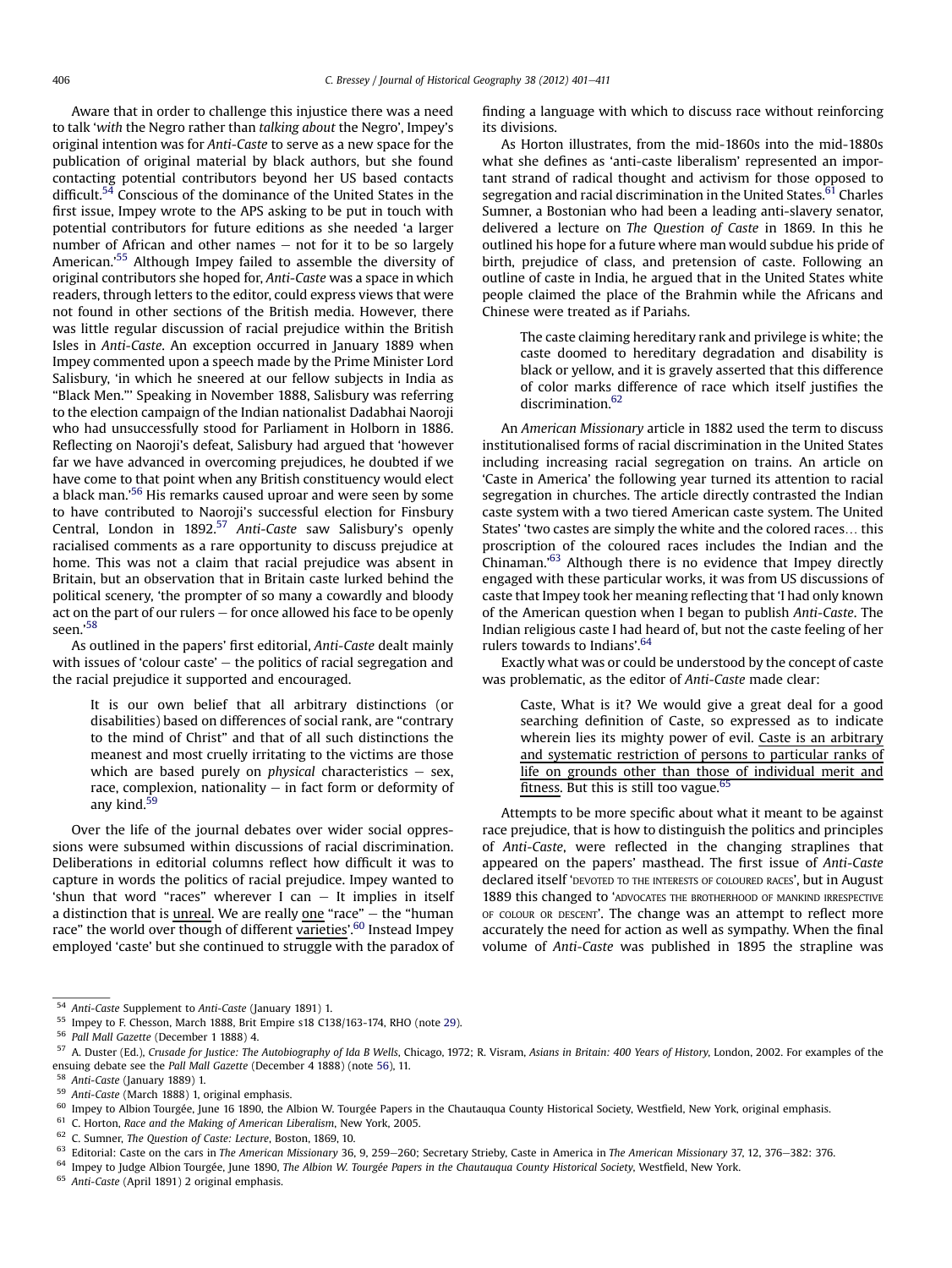Aware that in order to challenge this injustice there was a need to talk '*with* the Negro rather than *talking about* the Negro', Impey's original intention was for *Anti-Caste* to serve as a new space for the publication of original material by black authors, but she found contacting potential contributors beyond her US based contacts difficult.[54] Conscious of the dominance of the United States in the first issue, Impey wrote to the APS asking to be put in touch with potential contributors for future editions as she needed 'a larger number of African and other names – not for it to be so largely American.'[55] Although Impey failed to assemble the diversity of original contributors she hoped for, *Anti-Caste* was a space in which readers, through letters to the editor, could express views that were not found in other sections of the British media. However, there was little regular discussion of racial prejudice within the British Isles in *Anti-Caste*. An exception occurred in January 1889 when Impey commented upon a speech made by the Prime Minister Lord Salisbury, 'in which he sneered at our fellow subjects in India as "Black Men."' Speaking in November 1888, Salisbury was referring to the election campaign of the Indian nationalist Dadabhai Naoroji who had unsuccessfully stood for Parliament in Holborn in 1886. Reflecting on Naoroji's defeat, Salisbury had argued that 'however far we have advanced in overcoming prejudices, he doubted if we have come to that point when any British constituency would elect a black man.'[56] His remarks caused uproar and were seen by some to have contributed to Naoroji's successful election for Finsbury Central, London in 1892.[57] *Anti-Caste* saw Salisbury's openly racialised comments as a rare opportunity to discuss prejudice at home. This was not a claim that racial prejudice was absent in Britain, but an observation that in Britain caste lurked behind the political scenery, 'the prompter of so many a cowardly and bloody act on the part of our rulers – for once allowed his face to be openly seen.'[58]

As outlined in the papers' first editorial, *Anti-Caste* dealt mainly with issues of 'colour caste' – the politics of racial segregation and the racial prejudice it supported and encouraged.

> It is our own belief that all arbitrary distinctions (or disabilities) based on differences of social rank, are "contrary to the mind of Christ" and that of all such distinctions the meanest and most cruelly irritating to the victims are those which are based purely on *physical* characteristics – sex, race, complexion, nationality – in fact form or deformity of any kind.[59]

Over the life of the journal debates over wider social oppressions were subsumed within discussions of racial discrimination. Deliberations in editorial columns reflect how difficult it was to capture in words the politics of racial prejudice. Impey wanted to 'shun that word "races" wherever I can – It implies in itself a distinction that is <u>unreal</u>. We are really <u>one</u> "race" – the "human race" the world over though of different <u>varieties</u>'.[60] Instead Impey employed 'caste' but she continued to struggle with the paradox of finding a language with which to discuss race without reinforcing its divisions.

As Horton illustrates, from the mid-1860s into the mid-1880s what she defines as 'anti-caste liberalism' represented an important strand of radical thought and activism for those opposed to segregation and racial discrimination in the United States.[61] Charles Sumner, a Bostonian who had been a leading anti-slavery senator, delivered a lecture on *The Question of Caste* in 1869. In this he outlined his hope for a future where man would subdue his pride of birth, prejudice of class, and pretension of caste. Following an outline of caste in India, he argued that in the United States white people claimed the place of the Brahmin while the Africans and Chinese were treated as if Pariahs.

> The caste claiming hereditary rank and privilege is white; the caste doomed to hereditary degradation and disability is black or yellow, and it is gravely asserted that this difference of color marks difference of race which itself justifies the discrimination.[62]

An *American Missionary* article in 1882 used the term to discuss institutionalised forms of racial discrimination in the United States including increasing racial segregation on trains. An article on 'Caste in America' the following year turned its attention to racial segregation in churches. The article directly contrasted the Indian caste system with a two tiered American caste system. The United States' 'two castes are simply the white and the colored races… this proscription of the coloured races includes the Indian and the Chinaman.'[63] Although there is no evidence that Impey directly engaged with these particular works, it was from US discussions of caste that Impey took her meaning reflecting that 'I had only known of the American question when I began to publish *Anti-Caste*. The Indian religious caste I had heard of, but not the caste feeling of her rulers towards to Indians'.[64]

Exactly what was or could be understood by the concept of caste was problematic, as the editor of *Anti-Caste* made clear:

> Caste, What is it? We would give a great deal for a good searching definition of Caste, so expressed as to indicate wherein lies its mighty power of evil. <u>Caste is an arbitrary and systematic restriction of persons to particular ranks of life on grounds other than those of individual merit and fitness</u>. But this is still too vague.[65]

Attempts to be more specific about what it meant to be against race prejudice, that is how to distinguish the politics and principles of *Anti-Caste*, were reflected in the changing straplines that appeared on the papers' masthead. The first issue of *Anti-Caste* declared itself 'DEVOTED TO THE INTERESTS OF COLOURED RACES', but in August 1889 this changed to 'ADVOCATES THE BROTHERHOOD OF MANKIND IRRESPECTIVE OF COLOUR OR DESCENT'. The change was an attempt to reflect more accurately the need for action as well as sympathy. When the final volume of *Anti-Caste* was published in 1895 the strapline was

---

[54] *Anti-Caste* Supplement to *Anti-Caste* (January 1891) 1.

[55] Impey to F. Chesson, March 1888, Brit Empire s18 C138/163-174, RHO (note 29).

[56] *Pall Mall Gazette* (December 1 1888) 4.

[57] A. Duster (Ed.), *Crusade for Justice: The Autobiography of Ida B Wells*, Chicago, 1972; R. Visram, *Asians in Britain: 400 Years of History*, London, 2002. For examples of the ensuing debate see the *Pall Mall Gazette* (December 4 1888) (note 56), 11.

[58] *Anti-Caste* (January 1889) 1.

[59] *Anti-Caste* (March 1888) 1, original emphasis.

[60] Impey to Albion Tourgée, June 16 1890, the Albion W. Tourgée Papers in the Chautauqua County Historical Society, Westfield, New York, original emphasis.

[61] C. Horton, *Race and the Making of American Liberalism*, New York, 2005.

[62] C. Sumner, *The Question of Caste: Lecture*, Boston, 1869, 10.

[63] Editorial: Caste on the cars in *The American Missionary* 36, 9, 259–260; Secretary Strieby, Caste in America in *The American Missionary* 37, 12, 376–382: 376.

[64] Impey to Judge Albion Tourgée, June 1890, *The Albion W. Tourgée Papers in the Chautauqua County Historical Society*, Westfield, New York.

[65] *Anti-Caste* (April 1891) 2 original emphasis.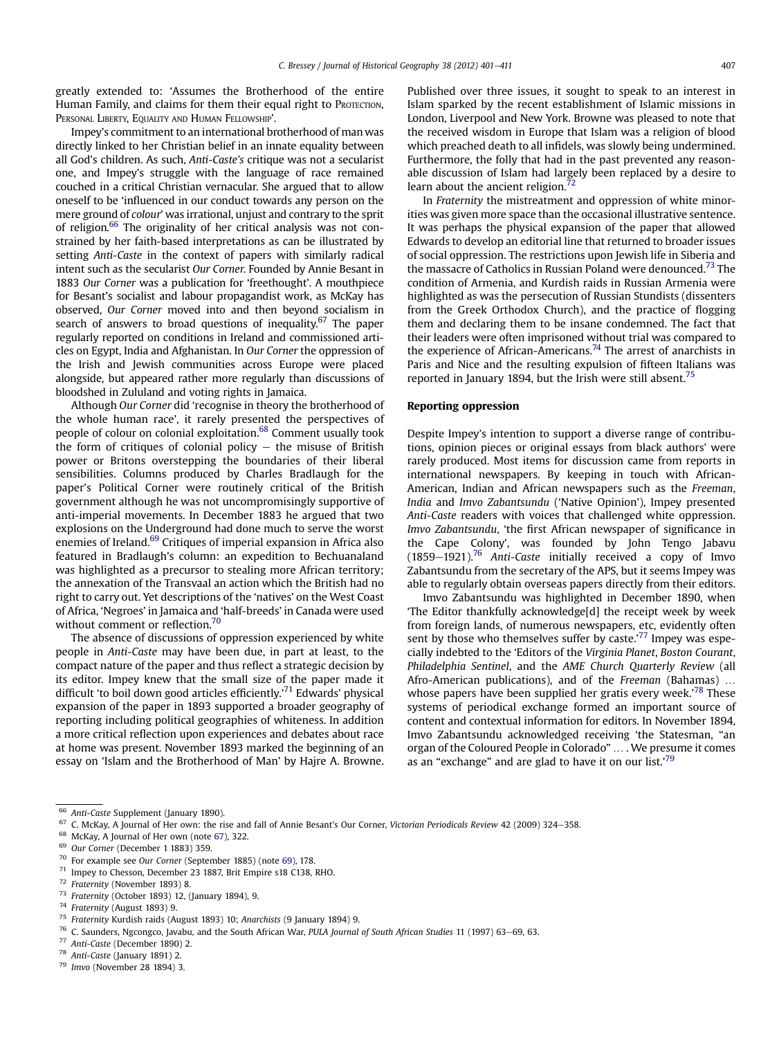greatly extended to: 'Assumes the Brotherhood of the entire Human Family, and claims for them their equal right to Protection, Personal Liberty, Equality and Human Fellowship'.

Impey's commitment to an international brotherhood of man was directly linked to her Christian belief in an innate equality between all God's children. As such, *Anti-Caste's* critique was not a secularist one, and Impey's struggle with the language of race remained couched in a critical Christian vernacular. She argued that to allow oneself to be 'influenced in our conduct towards any person on the mere ground of *colour*' was irrational, unjust and contrary to the sprit of religion.[66] The originality of her critical analysis was not constrained by her faith-based interpretations as can be illustrated by setting *Anti-Caste* in the context of papers with similarly radical intent such as the secularist *Our Corner*. Founded by Annie Besant in 1883 *Our Corner* was a publication for 'freethought'. A mouthpiece for Besant's socialist and labour propagandist work, as McKay has observed, *Our Corner* moved into and then beyond socialism in search of answers to broad questions of inequality.[67] The paper regularly reported on conditions in Ireland and commissioned articles on Egypt, India and Afghanistan. In *Our Corner* the oppression of the Irish and Jewish communities across Europe were placed alongside, but appeared rather more regularly than discussions of bloodshed in Zululand and voting rights in Jamaica.

Although *Our Corner* did 'recognise in theory the brotherhood of the whole human race', it rarely presented the perspectives of people of colour on colonial exploitation.[68] Comment usually took the form of critiques of colonial policy – the misuse of British power or Britons overstepping the boundaries of their liberal sensibilities. Columns produced by Charles Bradlaugh for the paper's Political Corner were routinely critical of the British government although he was not uncompromisingly supportive of anti-imperial movements. In December 1883 he argued that two explosions on the Underground had done much to serve the worst enemies of Ireland.[69] Critiques of imperial expansion in Africa also featured in Bradlaugh's column: an expedition to Bechuanaland was highlighted as a precursor to stealing more African territory; the annexation of the Transvaal an action which the British had no right to carry out. Yet descriptions of the 'natives' on the West Coast of Africa, 'Negroes' in Jamaica and 'half-breeds' in Canada were used without comment or reflection.[70]

The absence of discussions of oppression experienced by white people in *Anti-Caste* may have been due, in part at least, to the compact nature of the paper and thus reflect a strategic decision by its editor. Impey knew that the small size of the paper made it difficult 'to boil down good articles efficiently.'[71] Edwards' physical expansion of the paper in 1893 supported a broader geography of reporting including political geographies of whiteness. In addition a more critical reflection upon experiences and debates about race at home was present. November 1893 marked the beginning of an essay on 'Islam and the Brotherhood of Man' by Hajre A. Browne. Published over three issues, it sought to speak to an interest in Islam sparked by the recent establishment of Islamic missions in London, Liverpool and New York. Browne was pleased to note that the received wisdom in Europe that Islam was a religion of blood which preached death to all infidels, was slowly being undermined. Furthermore, the folly that had in the past prevented any reasonable discussion of Islam had largely been replaced by a desire to learn about the ancient religion.[72]

In *Fraternity* the mistreatment and oppression of white minorities was given more space than the occasional illustrative sentence. It was perhaps the physical expansion of the paper that allowed Edwards to develop an editorial line that returned to broader issues of social oppression. The restrictions upon Jewish life in Siberia and the massacre of Catholics in Russian Poland were denounced.[73] The condition of Armenia, and Kurdish raids in Russian Armenia were highlighted as was the persecution of Russian Stundists (dissenters from the Greek Orthodox Church), and the practice of flogging them and declaring them to be insane condemned. The fact that their leaders were often imprisoned without trial was compared to the experience of African-Americans.[74] The arrest of anarchists in Paris and Nice and the resulting expulsion of fifteen Italians was reported in January 1894, but the Irish were still absent.[75]

## Reporting oppression

Despite Impey's intention to support a diverse range of contributions, opinion pieces or original essays from black authors' were rarely produced. Most items for discussion came from reports in international newspapers. By keeping in touch with African-American, Indian and African newspapers such as the *Freeman*, *India* and *Imvo Zabantsundu* ('Native Opinion'), Impey presented *Anti-Caste* readers with voices that challenged white oppression. *Imvo Zabantsundu*, 'the first African newspaper of significance in the Cape Colony', was founded by John Tengo Jabavu (1859–1921).[76] *Anti-Caste* initially received a copy of Imvo Zabantsundu from the secretary of the APS, but it seems Impey was able to regularly obtain overseas papers directly from their editors.

Imvo Zabantsundu was highlighted in December 1890, when 'The Editor thankfully acknowledge[d] the receipt week by week from foreign lands, of numerous newspapers, etc, evidently often sent by those who themselves suffer by caste.'[77] Impey was especially indebted to the 'Editors of the *Virginia Planet*, *Boston Courant*, *Philadelphia Sentinel*, and the *AME Church Quarterly Review* (all Afro-American publications), and of the *Freeman* (Bahamas) … whose papers have been supplied her gratis every week.'[78] These systems of periodical exchange formed an important source of content and contextual information for editors. In November 1894, Imvo Zabantsundu acknowledged receiving 'the Statesman, "an organ of the Coloured People in Colorado" … . We presume it comes as an "exchange" and are glad to have it on our list.'[79]

---

66 *Anti-Caste* Supplement (January 1890).

67 C. McKay, A Journal of Her own: the rise and fall of Annie Besant's Our Corner, *Victorian Periodicals Review* 42 (2009) 324–358.

68 McKay, A Journal of Her own (note 67), 322.

69 *Our Corner* (December 1 1883) 359.

70 For example see *Our Corner* (September 1885) (note 69), 178.

71 Impey to Chesson, December 23 1887, Brit Empire s18 C138, RHO.

72 *Fraternity* (November 1893) 8.

73 *Fraternity* (October 1893) 12, (January 1894), 9.

74 *Fraternity* (August 1893) 9.

75 *Fraternity* Kurdish raids (August 1893) 10; *Anarchists* (9 January 1894) 9.

76 C. Saunders, Ngcongco, Javabu, and the South African War, *PULA Journal of South African Studies* 11 (1997) 63–69, 63.

77 *Anti-Caste* (December 1890) 2.

78 *Anti-Caste* (January 1891) 2.

79 *Imvo* (November 28 1894) 3.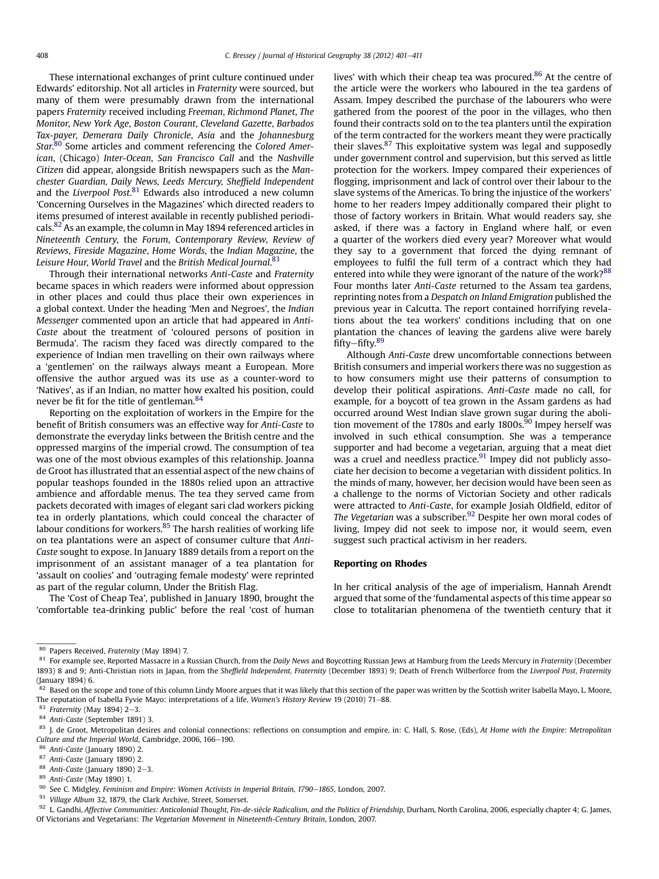These international exchanges of print culture continued under Edwards' editorship. Not all articles in *Fraternity* were sourced, but many of them were presumably drawn from the international papers *Fraternity* received including *Freeman*, *Richmond Planet*, *The Monitor*, *New York Age*, *Boston Courant*, *Cleveland Gazette*, *Barbados Tax-payer*, *Demerara Daily Chronicle*, *Asia* and the *Johannesburg Star*.[80] Some articles and comment referencing the *Colored American*, (Chicago) *Inter-Ocean*, *San Francisco Call* and the *Nashville Citizen* did appear, alongside British newspapers such as the *Manchester Guardian*, *Daily News*, *Leeds Mercury*, *Sheffield Independent* and the *Liverpool Post*.[81] Edwards also introduced a new column 'Concerning Ourselves in the Magazines' which directed readers to items presumed of interest available in recently published periodicals.[82] As an example, the column in May 1894 referenced articles in *Nineteenth Century*, the *Forum*, *Contemporary Review*, *Review of Reviews*, *Fireside Magazine*, *Home Words*, the *Indian Magazine*, the *Leisure Hour*, *World Travel* and the *British Medical Journal*.[83]

Through their international networks *Anti-Caste* and *Fraternity* became spaces in which readers were informed about oppression in other places and could thus place their own experiences in a global context. Under the heading 'Men and Negroes', the *Indian Messenger* commented upon an article that had appeared in *Anti-Caste* about the treatment of 'coloured persons of position in Bermuda'. The racism they faced was directly compared to the experience of Indian men travelling on their own railways where a 'gentlemen' on the railways always meant a European. More offensive the author argued was its use as a counter-word to 'Natives', as if an Indian, no matter how exalted his position, could never be fit for the title of gentleman.[84]

Reporting on the exploitation of workers in the Empire for the benefit of British consumers was an effective way for *Anti-Caste* to demonstrate the everyday links between the British centre and the oppressed margins of the imperial crowd. The consumption of tea was one of the most obvious examples of this relationship. Joanna de Groot has illustrated that an essential aspect of the new chains of popular teashops founded in the 1880s relied upon an attractive ambience and affordable menus. The tea they served came from packets decorated with images of elegant sari clad workers picking tea in orderly plantations, which could conceal the character of labour conditions for workers.[85] The harsh realities of working life on tea plantations were an aspect of consumer culture that *Anti-Caste* sought to expose. In January 1889 details from a report on the imprisonment of an assistant manager of a tea plantation for 'assault on coolies' and 'outraging female modesty' were reprinted as part of the regular column, Under the British Flag.

The 'Cost of Cheap Tea', published in January 1890, brought the 'comfortable tea-drinking public' before the real 'cost of human lives' with which their cheap tea was procured.[86] At the centre of the article were the workers who laboured in the tea gardens of Assam. Impey described the purchase of the labourers who were gathered from the poorest of the poor in the villages, who then found their contracts sold on to the tea planters until the expiration of the term contracted for the workers meant they were practically their slaves.[87] This exploitative system was legal and supposedly under government control and supervision, but this served as little protection for the workers. Impey compared their experiences of flogging, imprisonment and lack of control over their labour to the slave systems of the Americas. To bring the injustice of the workers' home to her readers Impey additionally compared their plight to those of factory workers in Britain. What would readers say, she asked, if there was a factory in England where half, or even a quarter of the workers died every year? Moreover what would they say to a government that forced the dying remnant of employees to fulfil the full term of a contract which they had entered into while they were ignorant of the nature of the work?[88] Four months later *Anti-Caste* returned to the Assam tea gardens, reprinting notes from a *Despatch on Inland Emigration* published the previous year in Calcutta. The report contained horrifying revelations about the tea workers' conditions including that on one plantation the chances of leaving the gardens alive were barely fifty–fifty.[89]

Although *Anti-Caste* drew uncomfortable connections between British consumers and imperial workers there was no suggestion as to how consumers might use their patterns of consumption to develop their political aspirations. *Anti-Caste* made no call, for example, for a boycott of tea grown in the Assam gardens as had occurred around West Indian slave grown sugar during the abolition movement of the 1780s and early 1800s.[90] Impey herself was involved in such ethical consumption. She was a temperance supporter and had become a vegetarian, arguing that a meat diet was a cruel and needless practice.[91] Impey did not publicly associate her decision to become a vegetarian with dissident politics. In the minds of many, however, her decision would have been seen as a challenge to the norms of Victorian Society and other radicals were attracted to *Anti-Caste*, for example Josiah Oldfield, editor of *The Vegetarian* was a subscriber.[92] Despite her own moral codes of living, Impey did not seek to impose nor, it would seem, even suggest such practical activism in her readers.

## Reporting on Rhodes

In her critical analysis of the age of imperialism, Hannah Arendt argued that some of the 'fundamental aspects of this time appear so close to totalitarian phenomena of the twentieth century that it

---

[80] Papers Received, *Fraternity* (May 1894) 7.

[81] For example see, Reported Massacre in a Russian Church, from the *Daily News* and Boycotting Russian Jews at Hamburg from the Leeds Mercury in *Fraternity* (December 1893) 8 and 9; Anti-Christian riots in Japan, from the *Sheffield Independent*, *Fraternity* (December 1893) 9; Death of French Wilberforce from the *Liverpool Post*, *Fraternity* (January 1894) 6.

[82] Based on the scope and tone of this column Lindy Moore argues that it was likely that this section of the paper was written by the Scottish writer Isabella Mayo, L. Moore, The reputation of Isabella Fyvie Mayo: interpretations of a life, *Women's History Review* 19 (2010) 71–88.

[83] *Fraternity* (May 1894) 2–3.

[84] *Anti-Caste* (September 1891) 3.

[85] J. de Groot, Metropolitan desires and colonial connections: reflections on consumption and empire, in: C. Hall, S. Rose, (Eds), *At Home with the Empire: Metropolitan Culture and the Imperial World*, Cambridge, 2006, 166–190.

[86] *Anti-Caste* (January 1890) 2.

[87] *Anti-Caste* (January 1890) 2.

[88] *Anti-Caste* (January 1890) 2–3.

[89] *Anti-Caste* (May 1890) 1.

[90] See C. Midgley, *Feminism and Empire: Women Activists in Imperial Britain, 1790–1865*, London, 2007.

[91] *Village Album* 32, 1879, the Clark Archive, Street, Somerset.

[92] L. Gandhi, *Affective Communities: Anticolonial Thought, Fin-de-siècle Radicalism, and the Politics of Friendship*, Durham, North Carolina, 2006, especially chapter 4; G. James, Of Victorians and Vegetarians: *The Vegetarian Movement in Nineteenth-Century Britain*, London, 2007.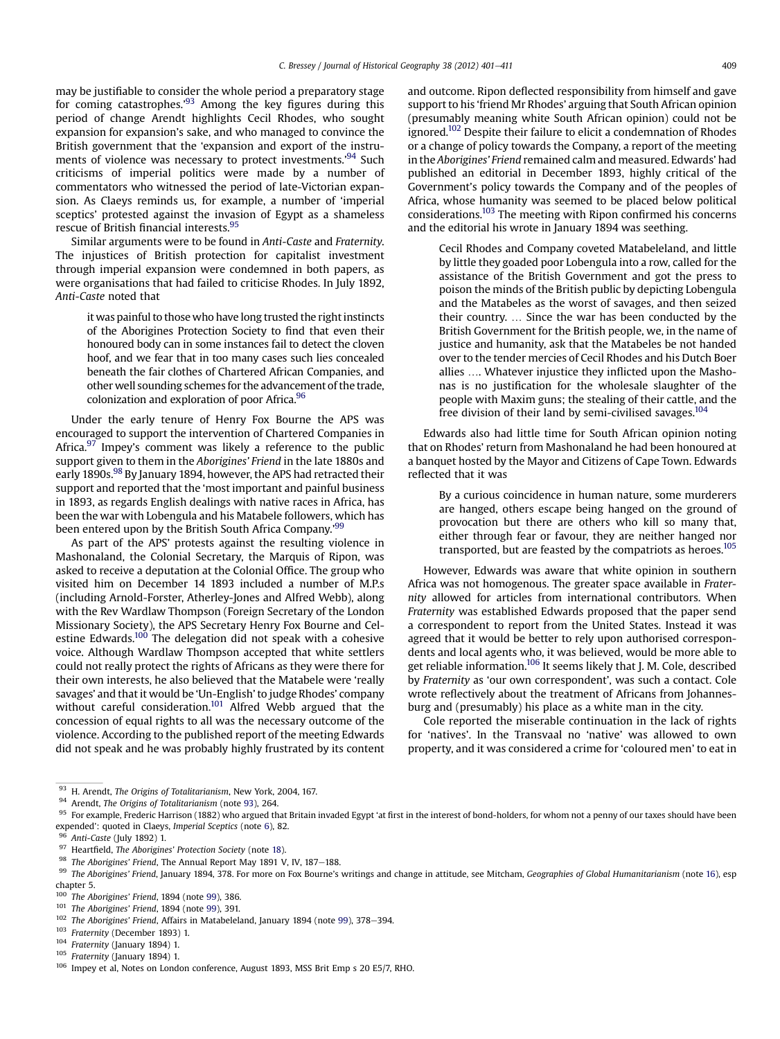may be justifiable to consider the whole period a preparatory stage for coming catastrophes.'[93] Among the key figures during this period of change Arendt highlights Cecil Rhodes, who sought expansion for expansion's sake, and who managed to convince the British government that the 'expansion and export of the instruments of violence was necessary to protect investments.'[94] Such criticisms of imperial politics were made by a number of commentators who witnessed the period of late-Victorian expansion. As Claeys reminds us, for example, a number of 'imperial sceptics' protested against the invasion of Egypt as a shameless rescue of British financial interests.[95]

Similar arguments were to be found in *Anti-Caste* and *Fraternity*. The injustices of British protection for capitalist investment through imperial expansion were condemned in both papers, as were organisations that had failed to criticise Rhodes. In July 1892, *Anti-Caste* noted that

> it was painful to those who have long trusted the right instincts of the Aborigines Protection Society to find that even their honoured body can in some instances fail to detect the cloven hoof, and we fear that in too many cases such lies concealed beneath the fair clothes of Chartered African Companies, and other well sounding schemes for the advancement of the trade, colonization and exploration of poor Africa.[96]

Under the early tenure of Henry Fox Bourne the APS was encouraged to support the intervention of Chartered Companies in Africa.[97] Impey's comment was likely a reference to the public support given to them in the *Aborigines' Friend* in the late 1880s and early 1890s.[98] By January 1894, however, the APS had retracted their support and reported that the 'most important and painful business in 1893, as regards English dealings with native races in Africa, has been the war with Lobengula and his Matabele followers, which has been entered upon by the British South Africa Company.'[99]

As part of the APS' protests against the resulting violence in Mashonaland, the Colonial Secretary, the Marquis of Ripon, was asked to receive a deputation at the Colonial Office. The group who visited him on December 14 1893 included a number of M.P.s (including Arnold-Forster, Atherley-Jones and Alfred Webb), along with the Rev Wardlaw Thompson (Foreign Secretary of the London Missionary Society), the APS Secretary Henry Fox Bourne and Celestine Edwards.[100] The delegation did not speak with a cohesive voice. Although Wardlaw Thompson accepted that white settlers could not really protect the rights of Africans as they were there for their own interests, he also believed that the Matabele were 'really savages' and that it would be 'Un-English' to judge Rhodes' company without careful consideration.[101] Alfred Webb argued that the concession of equal rights to all was the necessary outcome of the violence. According to the published report of the meeting Edwards did not speak and he was probably highly frustrated by its content and outcome. Ripon deflected responsibility from himself and gave support to his 'friend Mr Rhodes' arguing that South African opinion (presumably meaning white South African opinion) could not be ignored.[102] Despite their failure to elicit a condemnation of Rhodes or a change of policy towards the Company, a report of the meeting in the *Aborigines' Friend* remained calm and measured. Edwards' had published an editorial in December 1893, highly critical of the Government's policy towards the Company and of the peoples of Africa, whose humanity was seemed to be placed below political considerations.[103] The meeting with Ripon confirmed his concerns and the editorial his wrote in January 1894 was seething.

> Cecil Rhodes and Company coveted Matabeleland, and little by little they goaded poor Lobengula into a row, called for the assistance of the British Government and got the press to poison the minds of the British public by depicting Lobengula and the Matabeles as the worst of savages, and then seized their country. … Since the war has been conducted by the British Government for the British people, we, in the name of justice and humanity, ask that the Matabeles be not handed over to the tender mercies of Cecil Rhodes and his Dutch Boer allies …. Whatever injustice they inflicted upon the Mashonas is no justification for the wholesale slaughter of the people with Maxim guns; the stealing of their cattle, and the free division of their land by semi-civilised savages.[104]

Edwards also had little time for South African opinion noting that on Rhodes' return from Mashonaland he had been honoured at a banquet hosted by the Mayor and Citizens of Cape Town. Edwards reflected that it was

> By a curious coincidence in human nature, some murderers are hanged, others escape being hanged on the ground of provocation but there are others who kill so many that, either through fear or favour, they are neither hanged nor transported, but are feasted by the compatriots as heroes.[105]

However, Edwards was aware that white opinion in southern Africa was not homogenous. The greater space available in *Fraternity* allowed for articles from international contributors. When *Fraternity* was established Edwards proposed that the paper send a correspondent to report from the United States. Instead it was agreed that it would be better to rely upon authorised correspondents and local agents who, it was believed, would be more able to get reliable information.[106] It seems likely that J. M. Cole, described by *Fraternity* as 'our own correspondent', was such a contact. Cole wrote reflectively about the treatment of Africans from Johannesburg and (presumably) his place as a white man in the city.

Cole reported the miserable continuation in the lack of rights for 'natives'. In the Transvaal no 'native' was allowed to own property, and it was considered a crime for 'coloured men' to eat in

---

[93] H. Arendt, *The Origins of Totalitarianism*, New York, 2004, 167.

[94] Arendt, *The Origins of Totalitarianism* (note 93), 264.

[95] For example, Frederic Harrison (1882) who argued that Britain invaded Egypt 'at first in the interest of bond-holders, for whom not a penny of our taxes should have been expended': quoted in Claeys, *Imperial Sceptics* (note 6), 82.

[96] *Anti-Caste* (July 1892) 1.

[97] Heartfield, *The Aborigines' Protection Society* (note 18).

[98] *The Aborigines' Friend*, The Annual Report May 1891 V, IV, 187–188.

[99] *The Aborigines' Friend*, January 1894, 378. For more on Fox Bourne's writings and change in attitude, see Mitcham, *Geographies of Global Humanitarianism* (note 16), esp chapter 5.

[100] *The Aborigines' Friend*, 1894 (note 99), 386.

[101] *The Aborigines' Friend*, 1894 (note 99), 391.

[102] *The Aborigines' Friend*, Affairs in Matabeleland, January 1894 (note 99), 378–394.

[103] *Fraternity* (December 1893) 1.

[104] *Fraternity* (January 1894) 1.

[105] *Fraternity* (January 1894) 1.

[106] Impey et al, Notes on London conference, August 1893, MSS Brit Emp s 20 E5/7, RHO.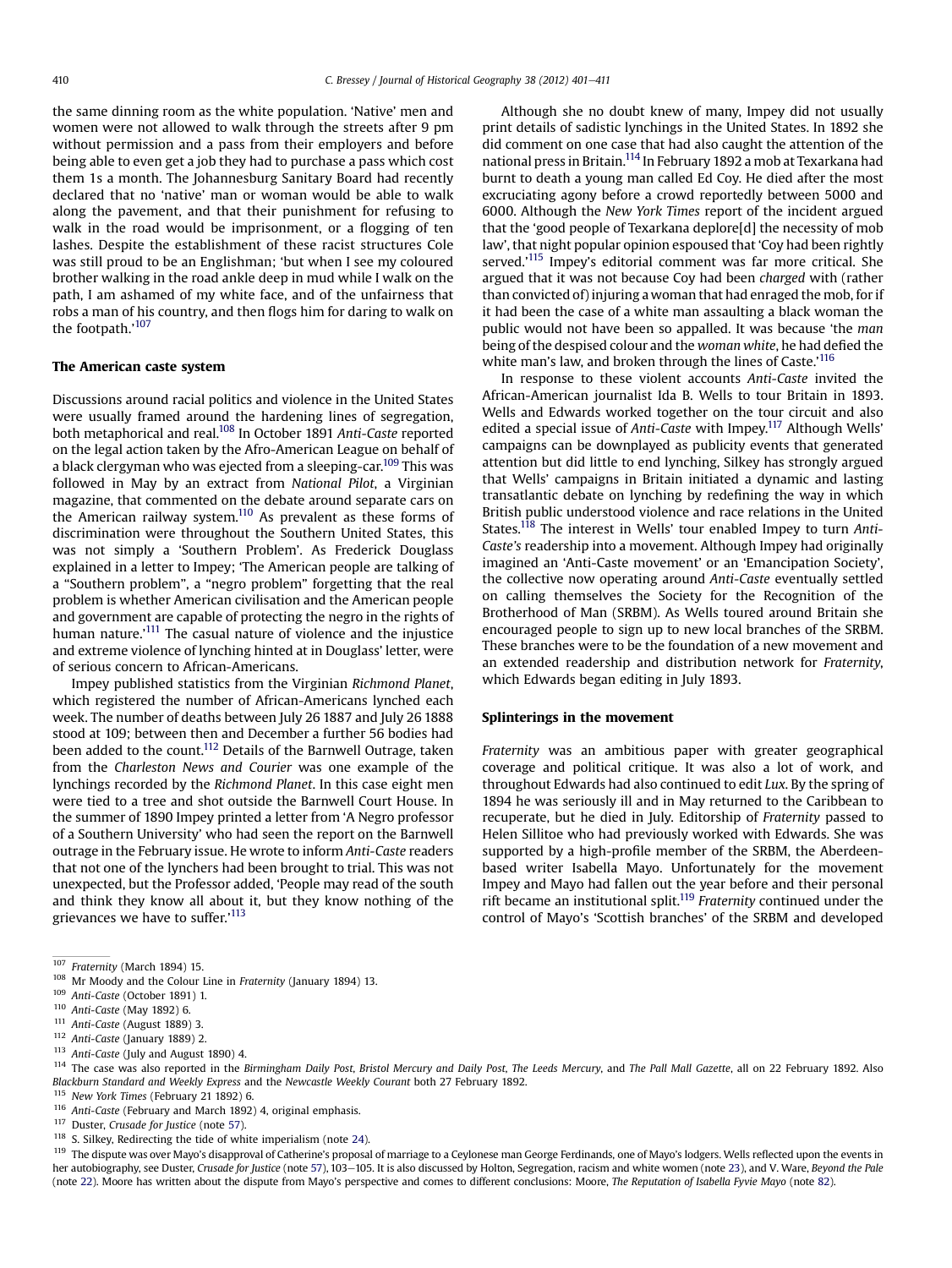the same dinning room as the white population. 'Native' men and women were not allowed to walk through the streets after 9 pm without permission and a pass from their employers and before being able to even get a job they had to purchase a pass which cost them 1s a month. The Johannesburg Sanitary Board had recently declared that no 'native' man or woman would be able to walk along the pavement, and that their punishment for refusing to walk in the road would be imprisonment, or a flogging of ten lashes. Despite the establishment of these racist structures Cole was still proud to be an Englishman; 'but when I see my coloured brother walking in the road ankle deep in mud while I walk on the path, I am ashamed of my white face, and of the unfairness that robs a man of his country, and then flogs him for daring to walk on the footpath.'[107]

### The American caste system

Discussions around racial politics and violence in the United States were usually framed around the hardening lines of segregation, both metaphorical and real.[108] In October 1891 *Anti-Caste* reported on the legal action taken by the Afro-American League on behalf of a black clergyman who was ejected from a sleeping-car.[109] This was followed in May by an extract from *National Pilot*, a Virginian magazine, that commented on the debate around separate cars on the American railway system.[110] As prevalent as these forms of discrimination were throughout the Southern United States, this was not simply a 'Southern Problem'. As Frederick Douglass explained in a letter to Impey; 'The American people are talking of a "Southern problem", a "negro problem" forgetting that the real problem is whether American civilisation and the American people and government are capable of protecting the negro in the rights of human nature.'[111] The casual nature of violence and the injustice and extreme violence of lynching hinted at in Douglass' letter, were of serious concern to African-Americans.

Impey published statistics from the Virginian *Richmond Planet*, which registered the number of African-Americans lynched each week. The number of deaths between July 26 1887 and July 26 1888 stood at 109; between then and December a further 56 bodies had been added to the count.[112] Details of the Barnwell Outrage, taken from the *Charleston News and Courier* was one example of the lynchings recorded by the *Richmond Planet*. In this case eight men were tied to a tree and shot outside the Barnwell Court House. In the summer of 1890 Impey printed a letter from 'A Negro professor of a Southern University' who had seen the report on the Barnwell outrage in the February issue. He wrote to inform *Anti-Caste* readers that not one of the lynchers had been brought to trial. This was not unexpected, but the Professor added, 'People may read of the south and think they know all about it, but they know nothing of the grievances we have to suffer.'[113]

Although she no doubt knew of many, Impey did not usually print details of sadistic lynchings in the United States. In 1892 she did comment on one case that had also caught the attention of the national press in Britain.[114] In February 1892 a mob at Texarkana had burnt to death a young man called Ed Coy. He died after the most excruciating agony before a crowd reportedly between 5000 and 6000. Although the *New York Times* report of the incident argued that the 'good people of Texarkana deplore[d] the necessity of mob law', that night popular opinion espoused that 'Coy had been rightly served.'[115] Impey's editorial comment was far more critical. She argued that it was not because Coy had been *charged* with (rather than convicted of) injuring a woman that had enraged the mob, for if it had been the case of a white man assaulting a black woman the public would not have been so appalled. It was because 'the *man* being of the despised colour and the *woman white*, he had defied the white man's law, and broken through the lines of Caste.'[116]

In response to these violent accounts *Anti-Caste* invited the African-American journalist Ida B. Wells to tour Britain in 1893. Wells and Edwards worked together on the tour circuit and also edited a special issue of *Anti-Caste* with Impey.[117] Although Wells' campaigns can be downplayed as publicity events that generated attention but did little to end lynching, Silkey has strongly argued that Wells' campaigns in Britain initiated a dynamic and lasting transatlantic debate on lynching by redefining the way in which British public understood violence and race relations in the United States.[118] The interest in Wells' tour enabled Impey to turn *Anti-Caste's* readership into a movement. Although Impey had originally imagined an 'Anti-Caste movement' or an 'Emancipation Society', the collective now operating around *Anti-Caste* eventually settled on calling themselves the Society for the Recognition of the Brotherhood of Man (SRBM). As Wells toured around Britain she encouraged people to sign up to new local branches of the SRBM. These branches were to be the foundation of a new movement and an extended readership and distribution network for *Fraternity*, which Edwards began editing in July 1893.

### Splinterings in the movement

*Fraternity* was an ambitious paper with greater geographical coverage and political critique. It was also a lot of work, and throughout Edwards had also continued to edit *Lux*. By the spring of 1894 he was seriously ill and in May returned to the Caribbean to recuperate, but he died in July. Editorship of *Fraternity* passed to Helen Sillitoe who had previously worked with Edwards. She was supported by a high-profile member of the SRBM, the Aberdeen-based writer Isabella Mayo. Unfortunately for the movement Impey and Mayo had fallen out the year before and their personal rift became an institutional split.[119] *Fraternity* continued under the control of Mayo's 'Scottish branches' of the SRBM and developed

---

[107] *Fraternity* (March 1894) 15.

[108] Mr Moody and the Colour Line in *Fraternity* (January 1894) 13.

[109] *Anti-Caste* (October 1891) 1.

[110] *Anti-Caste* (May 1892) 6.

[111] *Anti-Caste* (August 1889) 3.

[112] *Anti-Caste* (January 1889) 2.

[113] *Anti-Caste* (July and August 1890) 4.

[114] The case was also reported in the *Birmingham Daily Post*, *Bristol Mercury and Daily Post*, *The Leeds Mercury*, and *The Pall Mall Gazette*, all on 22 February 1892. Also *Blackburn Standard and Weekly Express* and the *Newcastle Weekly Courant* both 27 February 1892.

[115] *New York Times* (February 21 1892) 6.

[116] *Anti-Caste* (February and March 1892) 4, original emphasis.

[117] Duster, *Crusade for Justice* (note 57).

[118] S. Silkey, Redirecting the tide of white imperialism (note 24).

[119] The dispute was over Mayo's disapproval of Catherine's proposal of marriage to a Ceylonese man George Ferdinands, one of Mayo's lodgers. Wells reflected upon the events in her autobiography, see Duster, *Crusade for Justice* (note 57), 103–105. It is also discussed by Holton, Segregation, racism and white women (note 23), and V. Ware, *Beyond the Pale* (note 22). Moore has written about the dispute from Mayo's perspective and comes to different conclusions: Moore, *The Reputation of Isabella Fyvie Mayo* (note 82).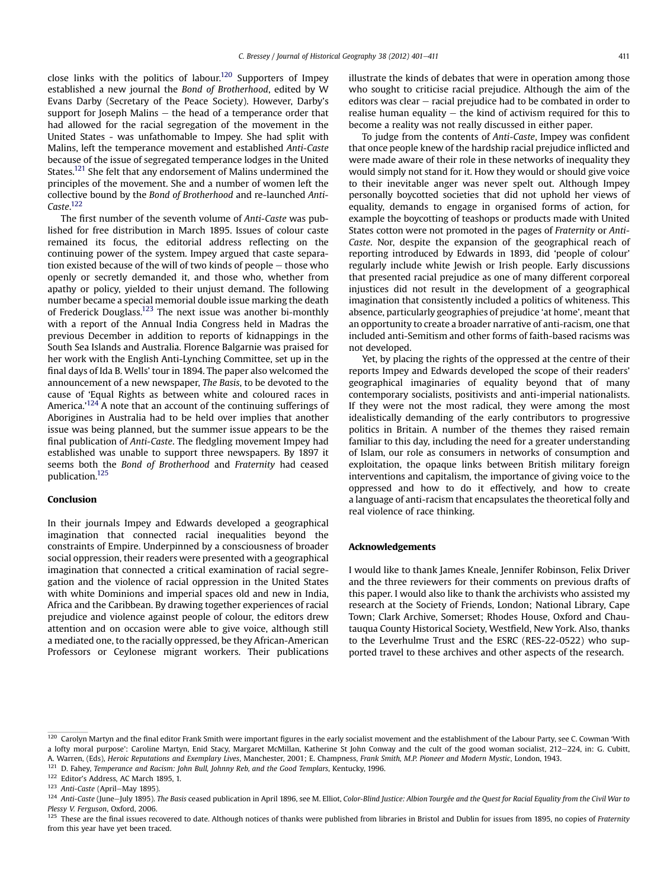close links with the politics of labour.[120] Supporters of Impey established a new journal the *Bond of Brotherhood*, edited by W Evans Darby (Secretary of the Peace Society). However, Darby's support for Joseph Malins – the head of a temperance order that had allowed for the racial segregation of the movement in the United States - was unfathomable to Impey. She had split with Malins, left the temperance movement and established *Anti-Caste* because of the issue of segregated temperance lodges in the United States.[121] She felt that any endorsement of Malins undermined the principles of the movement. She and a number of women left the collective bound by the *Bond of Brotherhood* and re-launched *Anti-Caste*.[122]

The first number of the seventh volume of *Anti-Caste* was published for free distribution in March 1895. Issues of colour caste remained its focus, the editorial address reflecting on the continuing power of the system. Impey argued that caste separation existed because of the will of two kinds of people – those who openly or secretly demanded it, and those who, whether from apathy or policy, yielded to their unjust demand. The following number became a special memorial double issue marking the death of Frederick Douglass.[123] The next issue was another bi-monthly with a report of the Annual India Congress held in Madras the previous December in addition to reports of kidnappings in the South Sea Islands and Australia. Florence Balgarnie was praised for her work with the English Anti-Lynching Committee, set up in the final days of Ida B. Wells' tour in 1894. The paper also welcomed the announcement of a new newspaper, *The Basis*, to be devoted to the cause of 'Equal Rights as between white and coloured races in America.'[124] A note that an account of the continuing sufferings of Aborigines in Australia had to be held over implies that another issue was being planned, but the summer issue appears to be the final publication of *Anti-Caste*. The fledgling movement Impey had established was unable to support three newspapers. By 1897 it seems both the *Bond of Brotherhood* and *Fraternity* had ceased publication.[125]

## Conclusion

In their journals Impey and Edwards developed a geographical imagination that connected racial inequalities beyond the constraints of Empire. Underpinned by a consciousness of broader social oppression, their readers were presented with a geographical imagination that connected a critical examination of racial segregation and the violence of racial oppression in the United States with white Dominions and imperial spaces old and new in India, Africa and the Caribbean. By drawing together experiences of racial prejudice and violence against people of colour, the editors drew attention and on occasion were able to give voice, although still a mediated one, to the racially oppressed, be they African-American Professors or Ceylonese migrant workers. Their publications illustrate the kinds of debates that were in operation among those who sought to criticise racial prejudice. Although the aim of the editors was clear – racial prejudice had to be combated in order to realise human equality – the kind of activism required for this to become a reality was not really discussed in either paper.

To judge from the contents of *Anti-Caste*, Impey was confident that once people knew of the hardship racial prejudice inflicted and were made aware of their role in these networks of inequality they would simply not stand for it. How they would or should give voice to their inevitable anger was never spelt out. Although Impey personally boycotted societies that did not uphold her views of equality, demands to engage in organised forms of action, for example the boycotting of teashops or products made with United States cotton were not promoted in the pages of *Fraternity* or *Anti-Caste*. Nor, despite the expansion of the geographical reach of reporting introduced by Edwards in 1893, did 'people of colour' regularly include white Jewish or Irish people. Early discussions that presented racial prejudice as one of many different corporeal injustices did not result in the development of a geographical imagination that consistently included a politics of whiteness. This absence, particularly geographies of prejudice 'at home', meant that an opportunity to create a broader narrative of anti-racism, one that included anti-Semitism and other forms of faith-based racisms was not developed.

Yet, by placing the rights of the oppressed at the centre of their reports Impey and Edwards developed the scope of their readers' geographical imaginaries of equality beyond that of many contemporary socialists, positivists and anti-imperial nationalists. If they were not the most radical, they were among the most idealistically demanding of the early contributors to progressive politics in Britain. A number of the themes they raised remain familiar to this day, including the need for a greater understanding of Islam, our role as consumers in networks of consumption and exploitation, the opaque links between British military foreign interventions and capitalism, the importance of giving voice to the oppressed and how to do it effectively, and how to create a language of anti-racism that encapsulates the theoretical folly and real violence of race thinking.

## Acknowledgements

I would like to thank James Kneale, Jennifer Robinson, Felix Driver and the three reviewers for their comments on previous drafts of this paper. I would also like to thank the archivists who assisted my research at the Society of Friends, London; National Library, Cape Town; Clark Archive, Somerset; Rhodes House, Oxford and Chautauqua County Historical Society, Westfield, New York. Also, thanks to the Leverhulme Trust and the ESRC (RES-22-0522) who supported travel to these archives and other aspects of the research.

---

[120] Carolyn Martyn and the final editor Frank Smith were important figures in the early socialist movement and the establishment of the Labour Party, see C. Cowman 'With a lofty moral purpose': Caroline Martyn, Enid Stacy, Margaret McMillan, Katherine St John Conway and the cult of the good woman socialist, 212–224, in: G. Cubitt, A. Warren, (Eds), *Heroic Reputations and Exemplary Lives*, Manchester, 2001; E. Champness, *Frank Smith, M.P. Pioneer and Modern Mystic*, London, 1943.

[121] D. Fahey, *Temperance and Racism: John Bull, Johnny Reb, and the Good Templars*, Kentucky, 1996.

[122] Editor's Address, AC March 1895, 1.

[123] *Anti-Caste* (April–May 1895).

[124] *Anti-Caste* (June–July 1895). *The Basis* ceased publication in April 1896, see M. Elliot, *Color-Blind Justice: Albion Tourgée and the Quest for Racial Equality from the Civil War to Plessy V. Ferguson*, Oxford, 2006.

[125] These are the final issues recovered to date. Although notices of thanks were published from libraries in Bristol and Dublin for issues from 1895, no copies of *Fraternity* from this year have yet been traced.